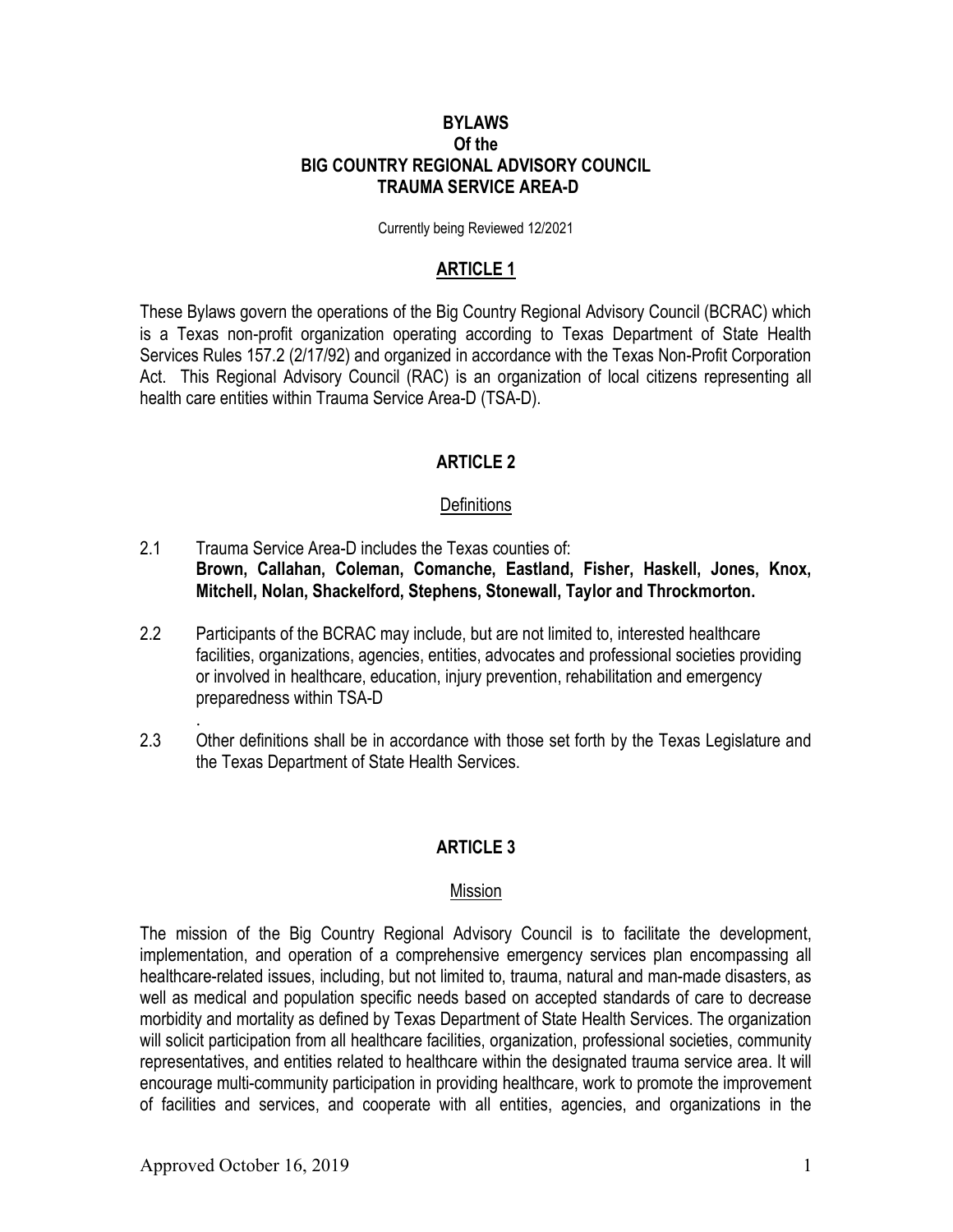# BYLAWS
# Of the
# BIG COUNTRY REGIONAL ADVISORY COUNCIL
# TRAUMA SERVICE AREA-D

Currently being Reviewed 12/2021

## ARTICLE 1

These Bylaws govern the operations of the Big Country Regional Advisory Council (BCRAC) which is a Texas non-profit organization operating according to Texas Department of State Health Services Rules 157.2 (2/17/92) and organized in accordance with the Texas Non-Profit Corporation Act. This Regional Advisory Council (RAC) is an organization of local citizens representing all health care entities within Trauma Service Area-D (TSA-D).

## ARTICLE 2

### Definitions

2.1 Trauma Service Area-D includes the Texas counties of:
**Brown, Callahan, Coleman, Comanche, Eastland, Fisher, Haskell, Jones, Knox, Mitchell, Nolan, Shackelford, Stephens, Stonewall, Taylor and Throckmorton.**

2.2 Participants of the BCRAC may include, but are not limited to, interested healthcare facilities, organizations, agencies, entities, advocates and professional societies providing or involved in healthcare, education, injury prevention, rehabilitation and emergency preparedness within TSA-D

.

2.3 Other definitions shall be in accordance with those set forth by the Texas Legislature and the Texas Department of State Health Services.

## ARTICLE 3

### Mission

The mission of the Big Country Regional Advisory Council is to facilitate the development, implementation, and operation of a comprehensive emergency services plan encompassing all healthcare-related issues, including, but not limited to, trauma, natural and man-made disasters, as well as medical and population specific needs based on accepted standards of care to decrease morbidity and mortality as defined by Texas Department of State Health Services. The organization will solicit participation from all healthcare facilities, organization, professional societies, community representatives, and entities related to healthcare within the designated trauma service area. It will encourage multi-community participation in providing healthcare, work to promote the improvement of facilities and services, and cooperate with all entities, agencies, and organizations in the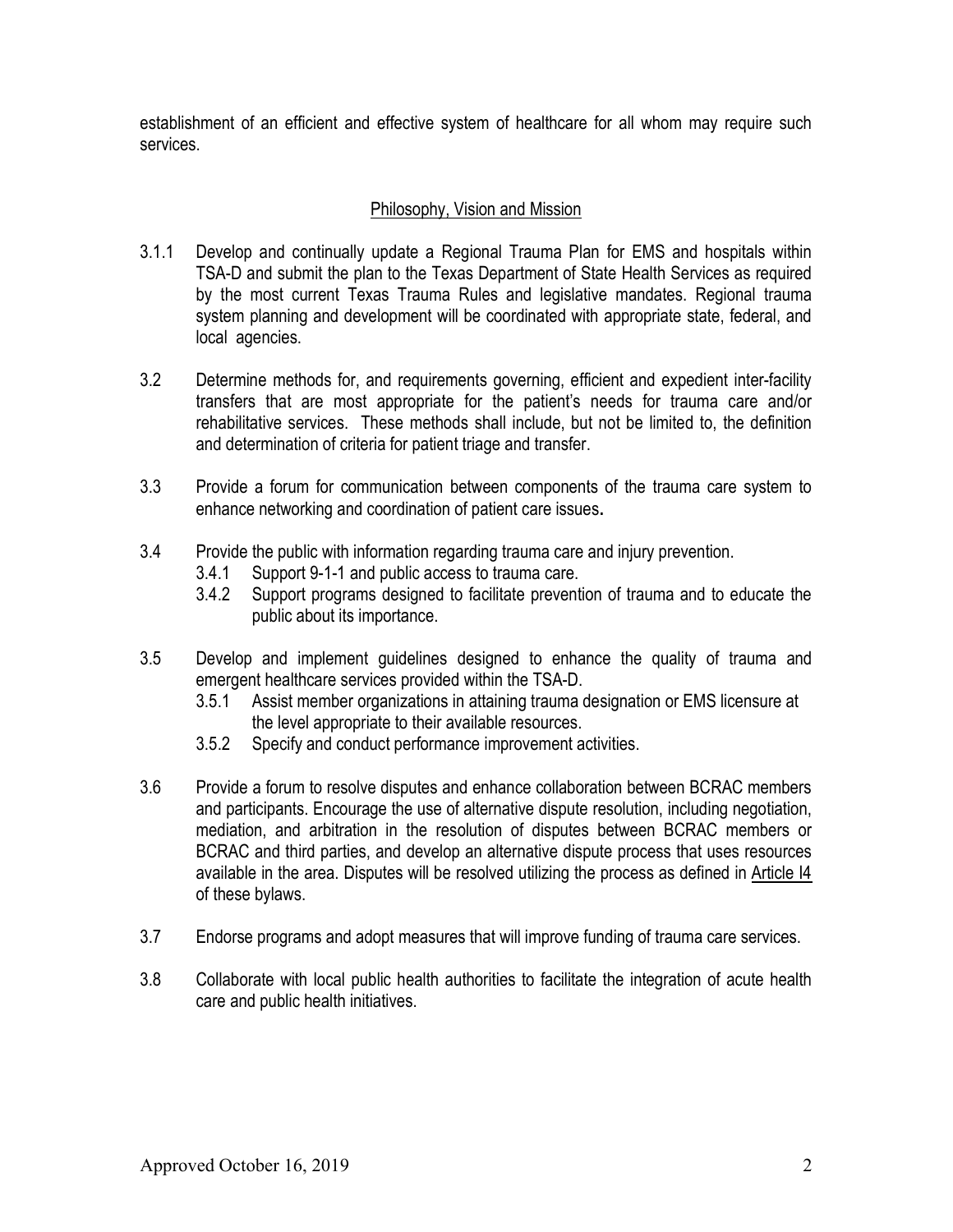establishment of an efficient and effective system of healthcare for all whom may require such services.

## Philosophy, Vision and Mission

3.1.1 Develop and continually update a Regional Trauma Plan for EMS and hospitals within TSA-D and submit the plan to the Texas Department of State Health Services as required by the most current Texas Trauma Rules and legislative mandates. Regional trauma system planning and development will be coordinated with appropriate state, federal, and local agencies.

3.2 Determine methods for, and requirements governing, efficient and expedient inter-facility transfers that are most appropriate for the patient's needs for trauma care and/or rehabilitative services. These methods shall include, but not be limited to, the definition and determination of criteria for patient triage and transfer.

3.3 Provide a forum for communication between components of the trauma care system to enhance networking and coordination of patient care issues**.**

3.4 Provide the public with information regarding trauma care and injury prevention.

- 3.4.1 Support 9-1-1 and public access to trauma care.
- 3.4.2 Support programs designed to facilitate prevention of trauma and to educate the public about its importance.

3.5 Develop and implement guidelines designed to enhance the quality of trauma and emergent healthcare services provided within the TSA-D.

- 3.5.1 Assist member organizations in attaining trauma designation or EMS licensure at the level appropriate to their available resources.
- 3.5.2 Specify and conduct performance improvement activities.

3.6 Provide a forum to resolve disputes and enhance collaboration between BCRAC members and participants. Encourage the use of alternative dispute resolution, including negotiation, mediation, and arbitration in the resolution of disputes between BCRAC members or BCRAC and third parties, and develop an alternative dispute process that uses resources available in the area. Disputes will be resolved utilizing the process as defined in Article I4 of these bylaws.

3.7 Endorse programs and adopt measures that will improve funding of trauma care services.

3.8 Collaborate with local public health authorities to facilitate the integration of acute health care and public health initiatives.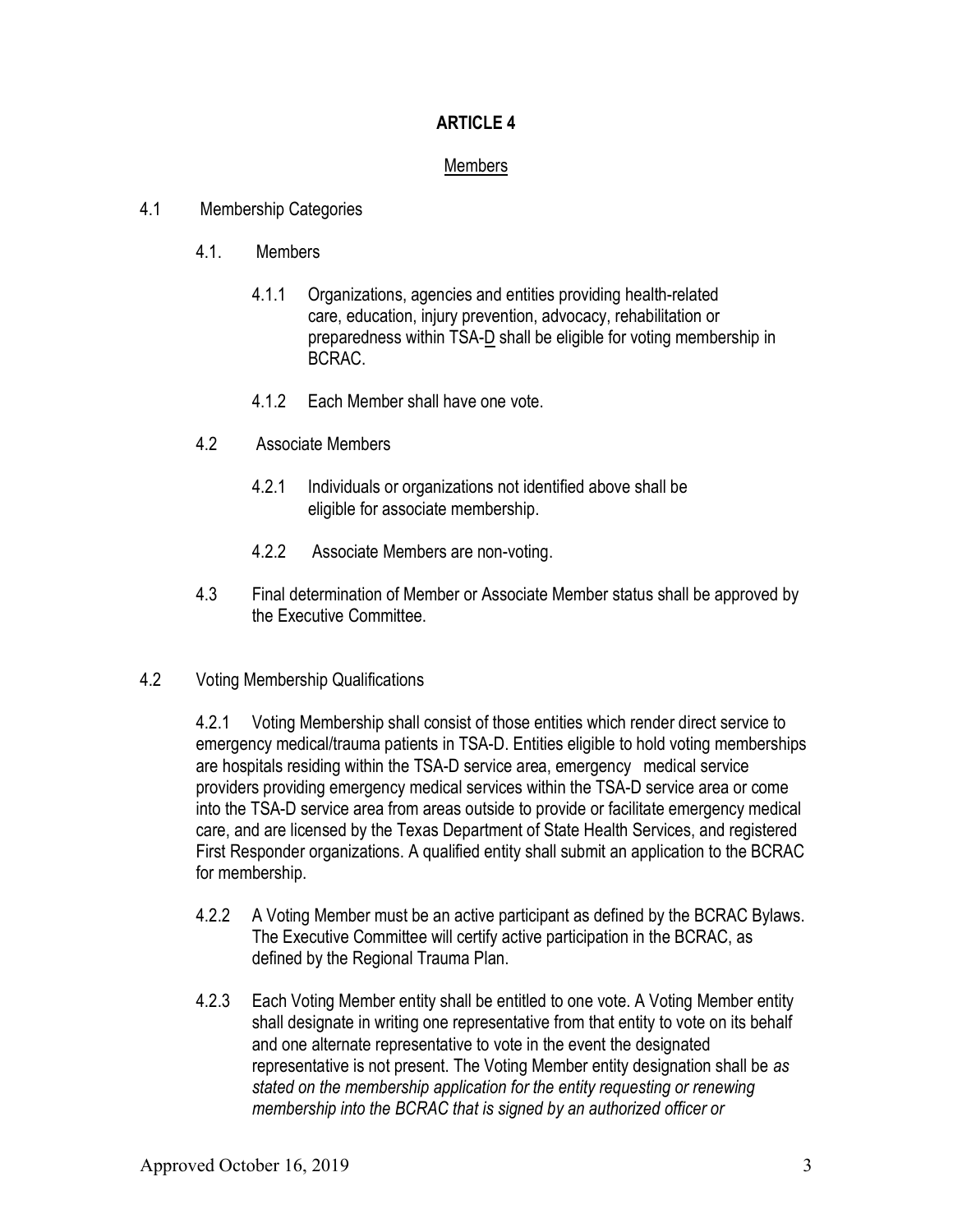## ARTICLE 4

### Members

4.1 Membership Categories

4.1. Members

4.1.1 Organizations, agencies and entities providing health-related care, education, injury prevention, advocacy, rehabilitation or preparedness within TSA-D shall be eligible for voting membership in BCRAC.

4.1.2 Each Member shall have one vote.

4.2 Associate Members

4.2.1 Individuals or organizations not identified above shall be eligible for associate membership.

4.2.2 Associate Members are non-voting.

4.3 Final determination of Member or Associate Member status shall be approved by the Executive Committee.

4.2 Voting Membership Qualifications

4.2.1 Voting Membership shall consist of those entities which render direct service to emergency medical/trauma patients in TSA-D. Entities eligible to hold voting memberships are hospitals residing within the TSA-D service area, emergency medical service providers providing emergency medical services within the TSA-D service area or come into the TSA-D service area from areas outside to provide or facilitate emergency medical care, and are licensed by the Texas Department of State Health Services, and registered First Responder organizations. A qualified entity shall submit an application to the BCRAC for membership.

4.2.2 A Voting Member must be an active participant as defined by the BCRAC Bylaws. The Executive Committee will certify active participation in the BCRAC, as defined by the Regional Trauma Plan.

4.2.3 Each Voting Member entity shall be entitled to one vote. A Voting Member entity shall designate in writing one representative from that entity to vote on its behalf and one alternate representative to vote in the event the designated representative is not present. The Voting Member entity designation shall be *as stated on the membership application for the entity requesting or renewing membership into the BCRAC that is signed by an authorized officer or*

Approved October 16, 2019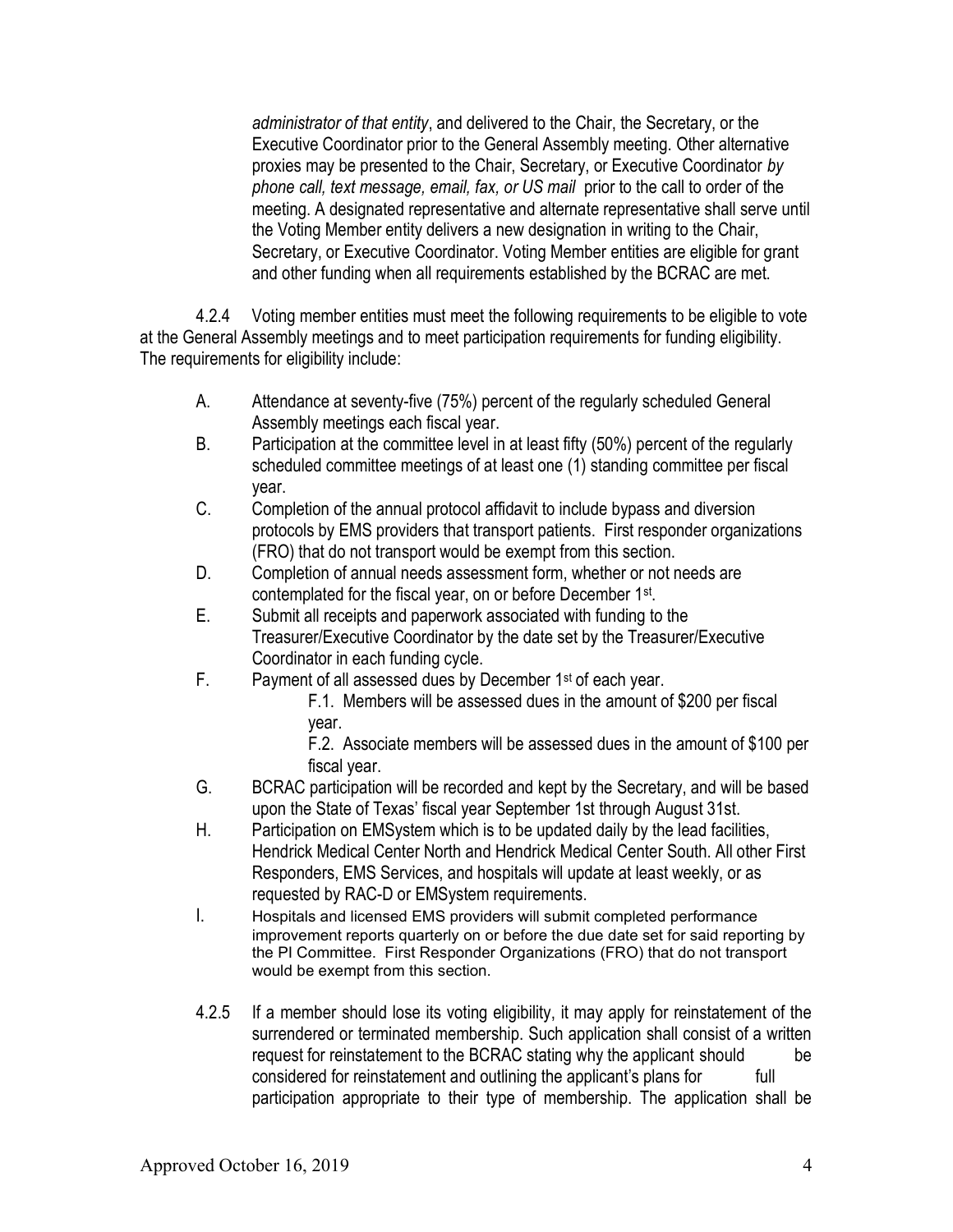*administrator of that entity*, and delivered to the Chair, the Secretary, or the Executive Coordinator prior to the General Assembly meeting. Other alternative proxies may be presented to the Chair, Secretary, or Executive Coordinator *by phone call, text message, email, fax, or US mail* prior to the call to order of the meeting. A designated representative and alternate representative shall serve until the Voting Member entity delivers a new designation in writing to the Chair, Secretary, or Executive Coordinator. Voting Member entities are eligible for grant and other funding when all requirements established by the BCRAC are met.

4.2.4 Voting member entities must meet the following requirements to be eligible to vote at the General Assembly meetings and to meet participation requirements for funding eligibility. The requirements for eligibility include:

A. Attendance at seventy-five (75%) percent of the regularly scheduled General Assembly meetings each fiscal year.

B. Participation at the committee level in at least fifty (50%) percent of the regularly scheduled committee meetings of at least one (1) standing committee per fiscal year.

C. Completion of the annual protocol affidavit to include bypass and diversion protocols by EMS providers that transport patients. First responder organizations (FRO) that do not transport would be exempt from this section.

D. Completion of annual needs assessment form, whether or not needs are contemplated for the fiscal year, on or before December 1st.

E. Submit all receipts and paperwork associated with funding to the Treasurer/Executive Coordinator by the date set by the Treasurer/Executive Coordinator in each funding cycle.

F. Payment of all assessed dues by December 1st of each year.

F.1. Members will be assessed dues in the amount of $200 per fiscal year.

F.2. Associate members will be assessed dues in the amount of $100 per fiscal year.

G. BCRAC participation will be recorded and kept by the Secretary, and will be based upon the State of Texas' fiscal year September 1st through August 31st.

H. Participation on EMSystem which is to be updated daily by the lead facilities, Hendrick Medical Center North and Hendrick Medical Center South. All other First Responders, EMS Services, and hospitals will update at least weekly, or as requested by RAC-D or EMSystem requirements.

I. Hospitals and licensed EMS providers will submit completed performance improvement reports quarterly on or before the due date set for said reporting by the PI Committee. First Responder Organizations (FRO) that do not transport would be exempt from this section.

4.2.5 If a member should lose its voting eligibility, it may apply for reinstatement of the surrendered or terminated membership. Such application shall consist of a written request for reinstatement to the BCRAC stating why the applicant should be considered for reinstatement and outlining the applicant's plans for full participation appropriate to their type of membership. The application shall be

Approved October 16, 2019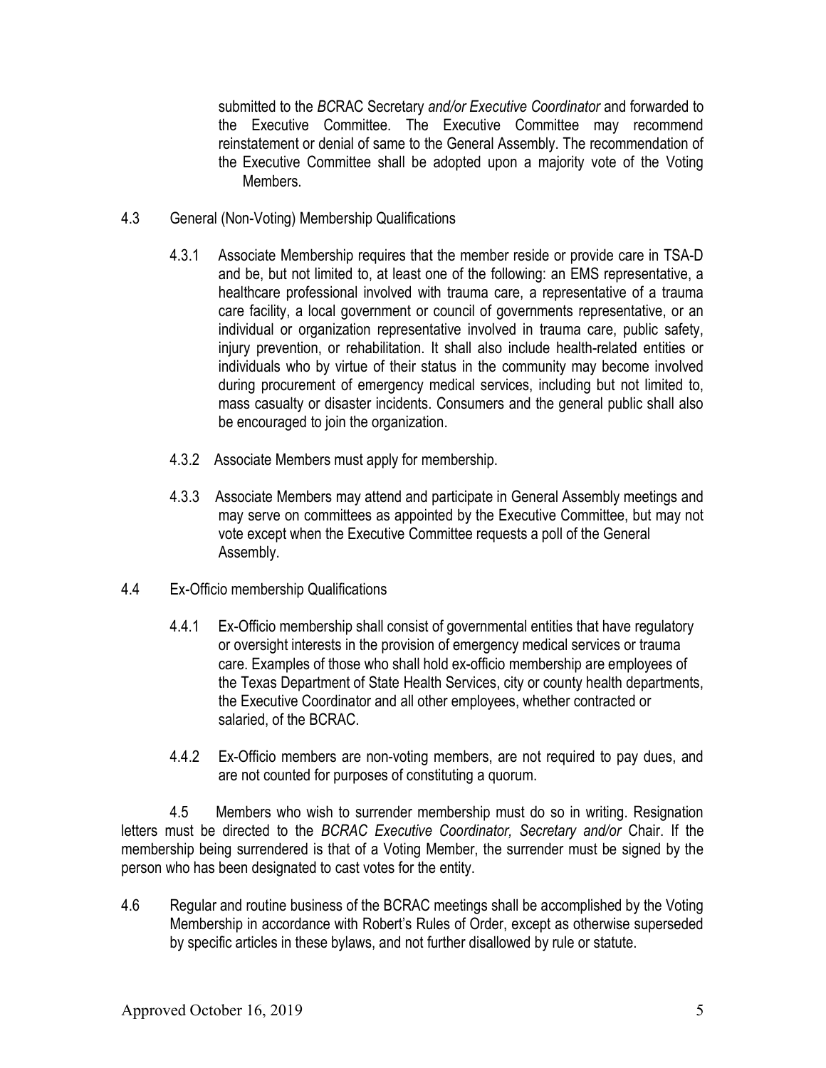submitted to the *BC*RAC Secretary *and/or Executive Coordinator* and forwarded to the Executive Committee. The Executive Committee may recommend reinstatement or denial of same to the General Assembly. The recommendation of the Executive Committee shall be adopted upon a majority vote of the Voting Members.

4.3 General (Non-Voting) Membership Qualifications

4.3.1 Associate Membership requires that the member reside or provide care in TSA-D and be, but not limited to, at least one of the following: an EMS representative, a healthcare professional involved with trauma care, a representative of a trauma care facility, a local government or council of governments representative, or an individual or organization representative involved in trauma care, public safety, injury prevention, or rehabilitation. It shall also include health-related entities or individuals who by virtue of their status in the community may become involved during procurement of emergency medical services, including but not limited to, mass casualty or disaster incidents. Consumers and the general public shall also be encouraged to join the organization.

4.3.2 Associate Members must apply for membership.

4.3.3 Associate Members may attend and participate in General Assembly meetings and may serve on committees as appointed by the Executive Committee, but may not vote except when the Executive Committee requests a poll of the General Assembly.

4.4 Ex-Officio membership Qualifications

4.4.1 Ex-Officio membership shall consist of governmental entities that have regulatory or oversight interests in the provision of emergency medical services or trauma care. Examples of those who shall hold ex-officio membership are employees of the Texas Department of State Health Services, city or county health departments, the Executive Coordinator and all other employees, whether contracted or salaried, of the BCRAC.

4.4.2 Ex-Officio members are non-voting members, are not required to pay dues, and are not counted for purposes of constituting a quorum.

4.5 Members who wish to surrender membership must do so in writing. Resignation letters must be directed to the *BCRAC Executive Coordinator, Secretary and/or* Chair. If the membership being surrendered is that of a Voting Member, the surrender must be signed by the person who has been designated to cast votes for the entity.

4.6 Regular and routine business of the BCRAC meetings shall be accomplished by the Voting Membership in accordance with Robert's Rules of Order, except as otherwise superseded by specific articles in these bylaws, and not further disallowed by rule or statute.

Approved October 16, 2019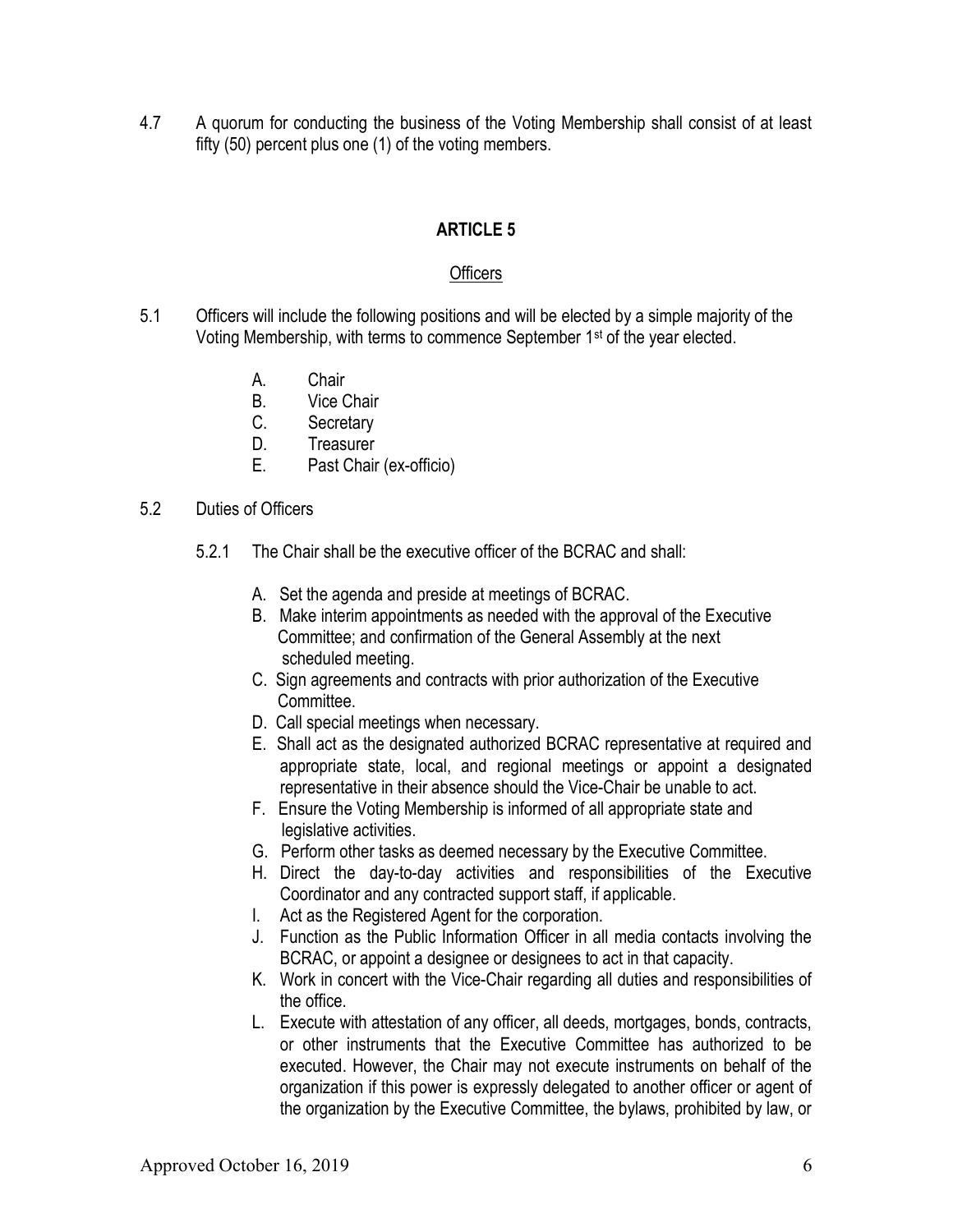4.7 A quorum for conducting the business of the Voting Membership shall consist of at least fifty (50) percent plus one (1) of the voting members.

## ARTICLE 5

### Officers

5.1 Officers will include the following positions and will be elected by a simple majority of the Voting Membership, with terms to commence September 1st of the year elected.

- A. Chair
- B. Vice Chair
- C. Secretary
- D. Treasurer
- E. Past Chair (ex-officio)

5.2 Duties of Officers

5.2.1 The Chair shall be the executive officer of the BCRAC and shall:

- A. Set the agenda and preside at meetings of BCRAC.
- B. Make interim appointments as needed with the approval of the Executive Committee; and confirmation of the General Assembly at the next scheduled meeting.
- C. Sign agreements and contracts with prior authorization of the Executive Committee.
- D. Call special meetings when necessary.
- E. Shall act as the designated authorized BCRAC representative at required and appropriate state, local, and regional meetings or appoint a designated representative in their absence should the Vice-Chair be unable to act.
- F. Ensure the Voting Membership is informed of all appropriate state and legislative activities.
- G. Perform other tasks as deemed necessary by the Executive Committee.
- H. Direct the day-to-day activities and responsibilities of the Executive Coordinator and any contracted support staff, if applicable.
- I. Act as the Registered Agent for the corporation.
- J. Function as the Public Information Officer in all media contacts involving the BCRAC, or appoint a designee or designees to act in that capacity.
- K. Work in concert with the Vice-Chair regarding all duties and responsibilities of the office.
- L. Execute with attestation of any officer, all deeds, mortgages, bonds, contracts, or other instruments that the Executive Committee has authorized to be executed. However, the Chair may not execute instruments on behalf of the organization if this power is expressly delegated to another officer or agent of the organization by the Executive Committee, the bylaws, prohibited by law, or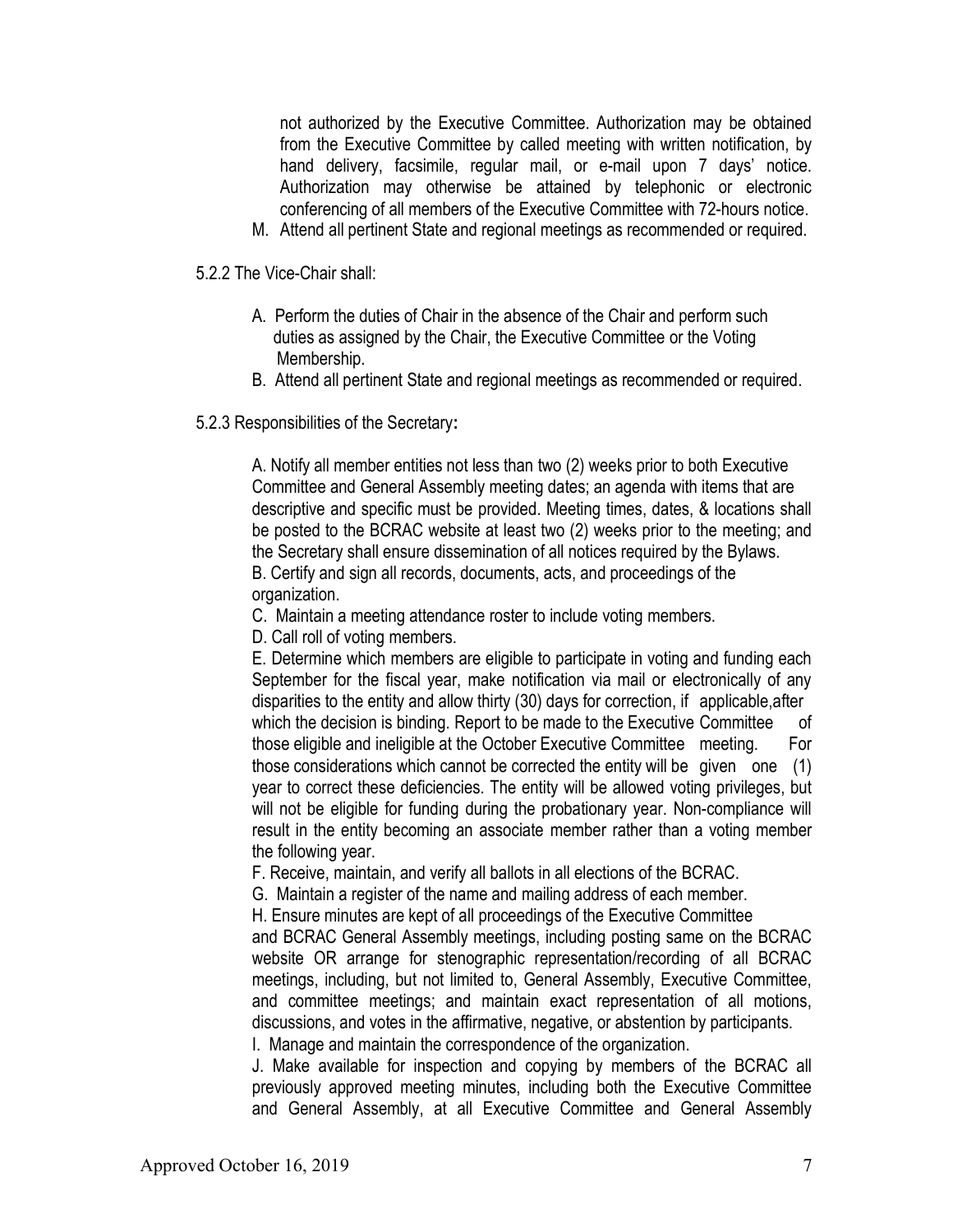not authorized by the Executive Committee. Authorization may be obtained from the Executive Committee by called meeting with written notification, by hand delivery, facsimile, regular mail, or e-mail upon 7 days' notice. Authorization may otherwise be attained by telephonic or electronic conferencing of all members of the Executive Committee with 72-hours notice.

M. Attend all pertinent State and regional meetings as recommended or required.

5.2.2 The Vice-Chair shall:

A. Perform the duties of Chair in the absence of the Chair and perform such duties as assigned by the Chair, the Executive Committee or the Voting Membership.

B. Attend all pertinent State and regional meetings as recommended or required.

5.2.3 Responsibilities of the Secretary**:**

A. Notify all member entities not less than two (2) weeks prior to both Executive Committee and General Assembly meeting dates; an agenda with items that are descriptive and specific must be provided. Meeting times, dates, & locations shall be posted to the BCRAC website at least two (2) weeks prior to the meeting; and the Secretary shall ensure dissemination of all notices required by the Bylaws.

B. Certify and sign all records, documents, acts, and proceedings of the organization.

C. Maintain a meeting attendance roster to include voting members.

D. Call roll of voting members.

E. Determine which members are eligible to participate in voting and funding each September for the fiscal year, make notification via mail or electronically of any disparities to the entity and allow thirty (30) days for correction, if applicable,after which the decision is binding. Report to be made to the Executive Committee of those eligible and ineligible at the October Executive Committee meeting. For those considerations which cannot be corrected the entity will be given one (1) year to correct these deficiencies. The entity will be allowed voting privileges, but will not be eligible for funding during the probationary year. Non-compliance will result in the entity becoming an associate member rather than a voting member the following year.

F. Receive, maintain, and verify all ballots in all elections of the BCRAC.

G. Maintain a register of the name and mailing address of each member.

H. Ensure minutes are kept of all proceedings of the Executive Committee and BCRAC General Assembly meetings, including posting same on the BCRAC website OR arrange for stenographic representation/recording of all BCRAC meetings, including, but not limited to, General Assembly, Executive Committee, and committee meetings; and maintain exact representation of all motions, discussions, and votes in the affirmative, negative, or abstention by participants.

I. Manage and maintain the correspondence of the organization.

J. Make available for inspection and copying by members of the BCRAC all previously approved meeting minutes, including both the Executive Committee and General Assembly, at all Executive Committee and General Assembly

Approved October 16, 2019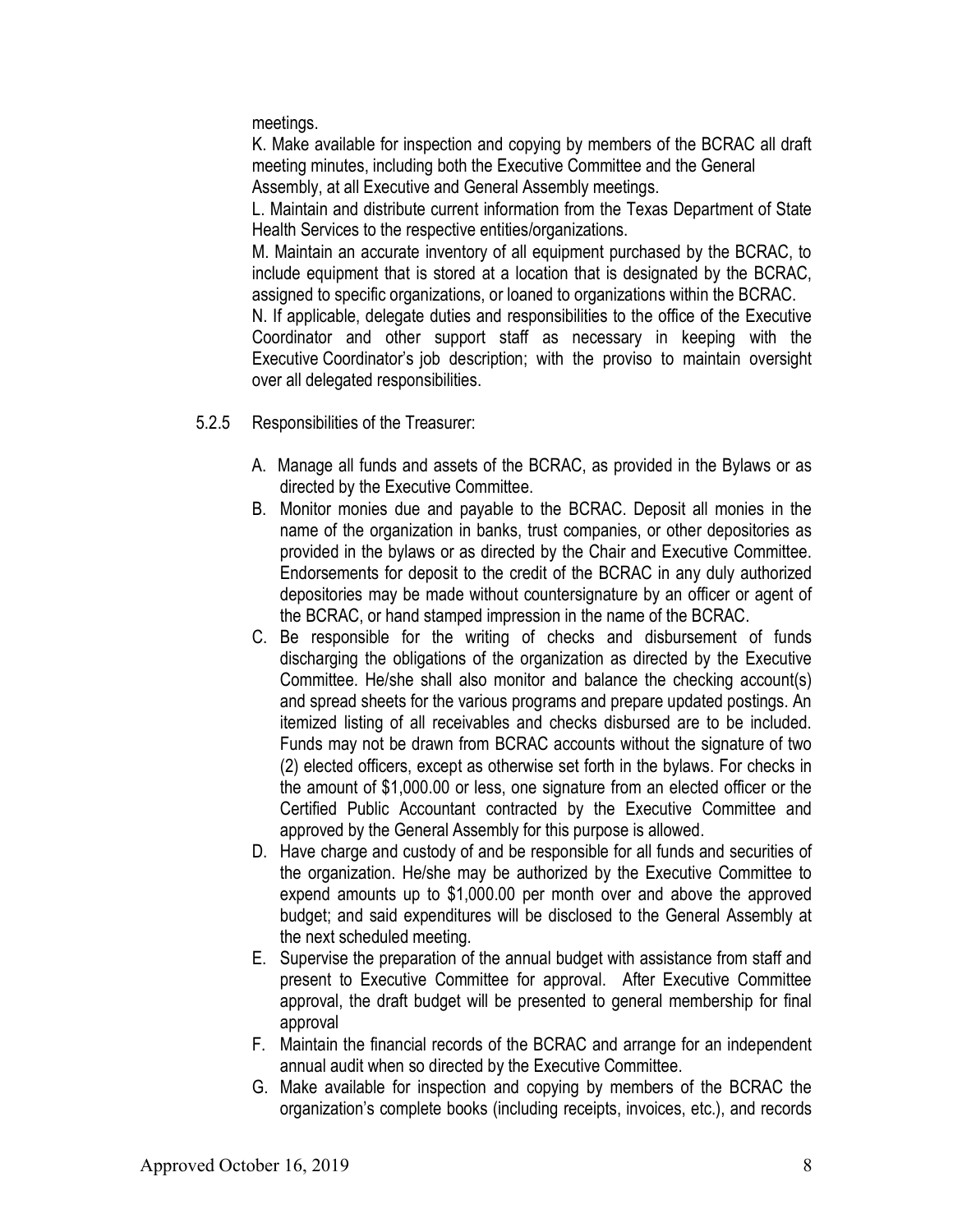meetings.

K. Make available for inspection and copying by members of the BCRAC all draft meeting minutes, including both the Executive Committee and the General Assembly, at all Executive and General Assembly meetings.

L. Maintain and distribute current information from the Texas Department of State Health Services to the respective entities/organizations.

M. Maintain an accurate inventory of all equipment purchased by the BCRAC, to include equipment that is stored at a location that is designated by the BCRAC, assigned to specific organizations, or loaned to organizations within the BCRAC.

N. If applicable, delegate duties and responsibilities to the office of the Executive Coordinator and other support staff as necessary in keeping with the Executive Coordinator's job description; with the proviso to maintain oversight over all delegated responsibilities.

5.2.5 Responsibilities of the Treasurer:

A. Manage all funds and assets of the BCRAC, as provided in the Bylaws or as directed by the Executive Committee.

B. Monitor monies due and payable to the BCRAC. Deposit all monies in the name of the organization in banks, trust companies, or other depositories as provided in the bylaws or as directed by the Chair and Executive Committee. Endorsements for deposit to the credit of the BCRAC in any duly authorized depositories may be made without countersignature by an officer or agent of the BCRAC, or hand stamped impression in the name of the BCRAC.

C. Be responsible for the writing of checks and disbursement of funds discharging the obligations of the organization as directed by the Executive Committee. He/she shall also monitor and balance the checking account(s) and spread sheets for the various programs and prepare updated postings. An itemized listing of all receivables and checks disbursed are to be included. Funds may not be drawn from BCRAC accounts without the signature of two (2) elected officers, except as otherwise set forth in the bylaws. For checks in the amount of $1,000.00 or less, one signature from an elected officer or the Certified Public Accountant contracted by the Executive Committee and approved by the General Assembly for this purpose is allowed.

D. Have charge and custody of and be responsible for all funds and securities of the organization. He/she may be authorized by the Executive Committee to expend amounts up to $1,000.00 per month over and above the approved budget; and said expenditures will be disclosed to the General Assembly at the next scheduled meeting.

E. Supervise the preparation of the annual budget with assistance from staff and present to Executive Committee for approval. After Executive Committee approval, the draft budget will be presented to general membership for final approval

F. Maintain the financial records of the BCRAC and arrange for an independent annual audit when so directed by the Executive Committee.

G. Make available for inspection and copying by members of the BCRAC the organization's complete books (including receipts, invoices, etc.), and records

Approved October 16, 2019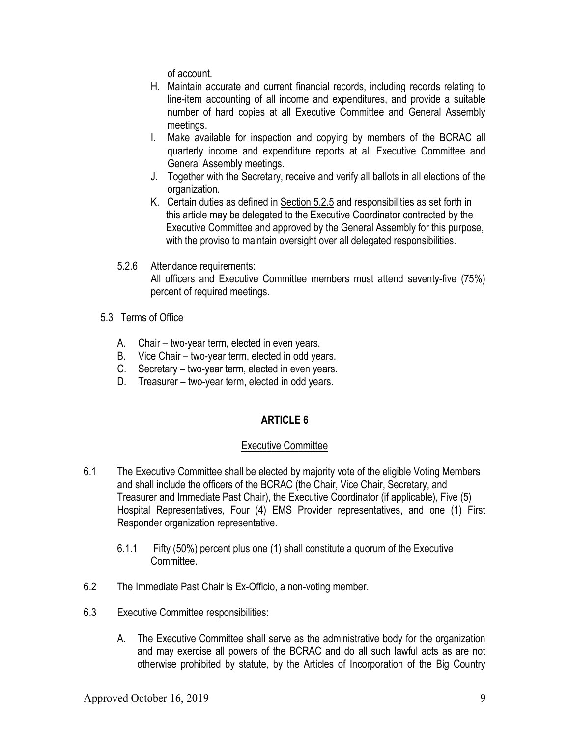of account.

H. Maintain accurate and current financial records, including records relating to line-item accounting of all income and expenditures, and provide a suitable number of hard copies at all Executive Committee and General Assembly meetings.
I. Make available for inspection and copying by members of the BCRAC all quarterly income and expenditure reports at all Executive Committee and General Assembly meetings.
J. Together with the Secretary, receive and verify all ballots in all elections of the organization.
K. Certain duties as defined in Section 5.2.5 and responsibilities as set forth in this article may be delegated to the Executive Coordinator contracted by the Executive Committee and approved by the General Assembly for this purpose, with the proviso to maintain oversight over all delegated responsibilities.

5.2.6 Attendance requirements:
All officers and Executive Committee members must attend seventy-five (75%) percent of required meetings.

5.3 Terms of Office

A. Chair – two-year term, elected in even years.
B. Vice Chair – two-year term, elected in odd years.
C. Secretary – two-year term, elected in even years.
D. Treasurer – two-year term, elected in odd years.

## ARTICLE 6

### Executive Committee

6.1 The Executive Committee shall be elected by majority vote of the eligible Voting Members and shall include the officers of the BCRAC (the Chair, Vice Chair, Secretary, and Treasurer and Immediate Past Chair), the Executive Coordinator (if applicable), Five (5) Hospital Representatives, Four (4) EMS Provider representatives, and one (1) First Responder organization representative.

6.1.1 Fifty (50%) percent plus one (1) shall constitute a quorum of the Executive Committee.

6.2 The Immediate Past Chair is Ex-Officio, a non-voting member.

6.3 Executive Committee responsibilities:

A. The Executive Committee shall serve as the administrative body for the organization and may exercise all powers of the BCRAC and do all such lawful acts as are not otherwise prohibited by statute, by the Articles of Incorporation of the Big Country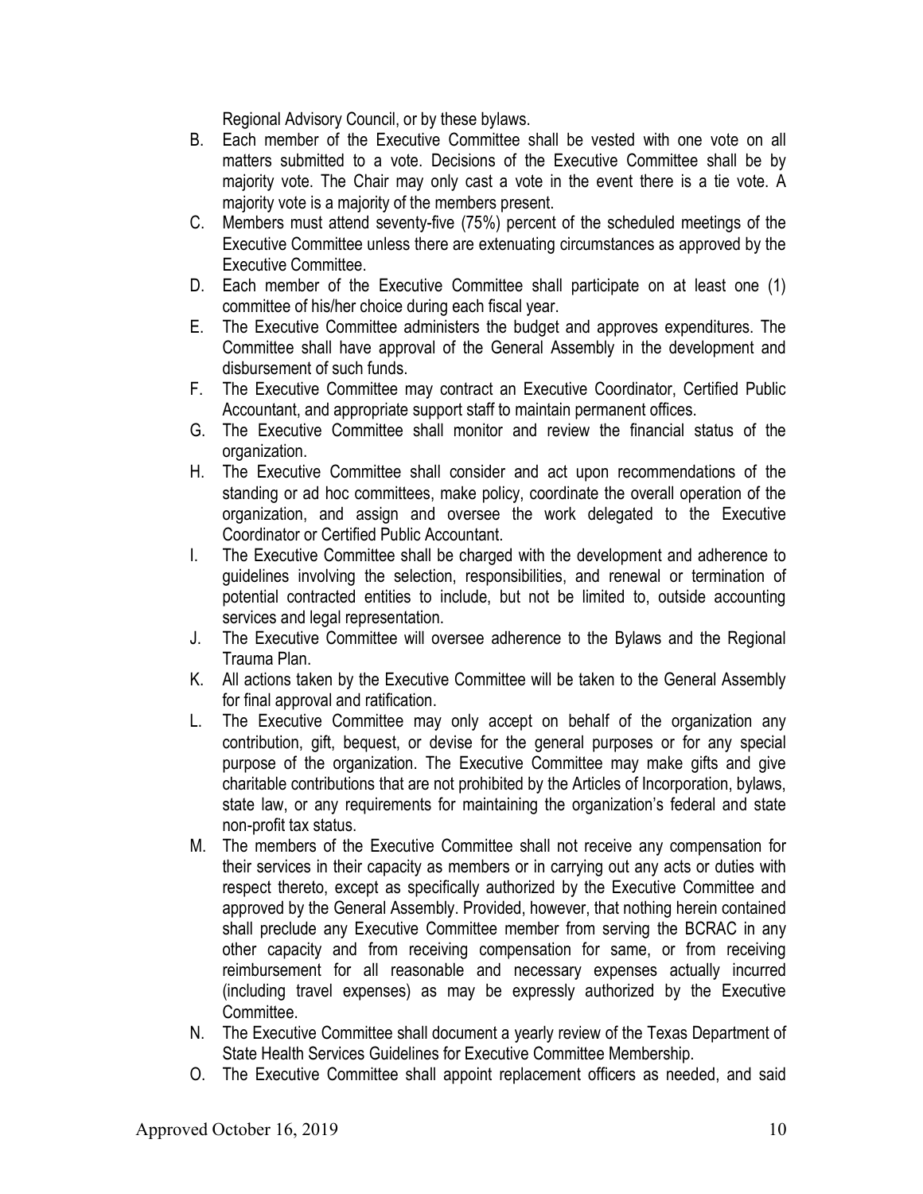Regional Advisory Council, or by these bylaws.

B. Each member of the Executive Committee shall be vested with one vote on all matters submitted to a vote. Decisions of the Executive Committee shall be by majority vote. The Chair may only cast a vote in the event there is a tie vote. A majority vote is a majority of the members present.
C. Members must attend seventy-five (75%) percent of the scheduled meetings of the Executive Committee unless there are extenuating circumstances as approved by the Executive Committee.
D. Each member of the Executive Committee shall participate on at least one (1) committee of his/her choice during each fiscal year.
E. The Executive Committee administers the budget and approves expenditures. The Committee shall have approval of the General Assembly in the development and disbursement of such funds.
F. The Executive Committee may contract an Executive Coordinator, Certified Public Accountant, and appropriate support staff to maintain permanent offices.
G. The Executive Committee shall monitor and review the financial status of the organization.
H. The Executive Committee shall consider and act upon recommendations of the standing or ad hoc committees, make policy, coordinate the overall operation of the organization, and assign and oversee the work delegated to the Executive Coordinator or Certified Public Accountant.
I. The Executive Committee shall be charged with the development and adherence to guidelines involving the selection, responsibilities, and renewal or termination of potential contracted entities to include, but not be limited to, outside accounting services and legal representation.
J. The Executive Committee will oversee adherence to the Bylaws and the Regional Trauma Plan.
K. All actions taken by the Executive Committee will be taken to the General Assembly for final approval and ratification.
L. The Executive Committee may only accept on behalf of the organization any contribution, gift, bequest, or devise for the general purposes or for any special purpose of the organization. The Executive Committee may make gifts and give charitable contributions that are not prohibited by the Articles of Incorporation, bylaws, state law, or any requirements for maintaining the organization's federal and state non-profit tax status.
M. The members of the Executive Committee shall not receive any compensation for their services in their capacity as members or in carrying out any acts or duties with respect thereto, except as specifically authorized by the Executive Committee and approved by the General Assembly. Provided, however, that nothing herein contained shall preclude any Executive Committee member from serving the BCRAC in any other capacity and from receiving compensation for same, or from receiving reimbursement for all reasonable and necessary expenses actually incurred (including travel expenses) as may be expressly authorized by the Executive Committee.
N. The Executive Committee shall document a yearly review of the Texas Department of State Health Services Guidelines for Executive Committee Membership.
O. The Executive Committee shall appoint replacement officers as needed, and said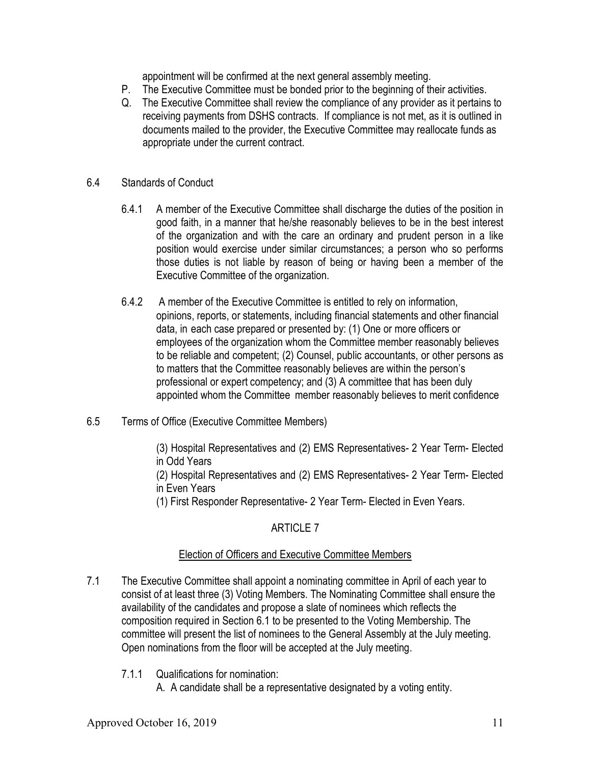appointment will be confirmed at the next general assembly meeting.

P. The Executive Committee must be bonded prior to the beginning of their activities.

Q. The Executive Committee shall review the compliance of any provider as it pertains to receiving payments from DSHS contracts. If compliance is not met, as it is outlined in documents mailed to the provider, the Executive Committee may reallocate funds as appropriate under the current contract.

6.4 Standards of Conduct

6.4.1 A member of the Executive Committee shall discharge the duties of the position in good faith, in a manner that he/she reasonably believes to be in the best interest of the organization and with the care an ordinary and prudent person in a like position would exercise under similar circumstances; a person who so performs those duties is not liable by reason of being or having been a member of the Executive Committee of the organization.

6.4.2 A member of the Executive Committee is entitled to rely on information, opinions, reports, or statements, including financial statements and other financial data, in each case prepared or presented by: (1) One or more officers or employees of the organization whom the Committee member reasonably believes to be reliable and competent; (2) Counsel, public accountants, or other persons as to matters that the Committee reasonably believes are within the person's professional or expert competency; and (3) A committee that has been duly appointed whom the Committee member reasonably believes to merit confidence

6.5 Terms of Office (Executive Committee Members)

(3) Hospital Representatives and (2) EMS Representatives- 2 Year Term- Elected in Odd Years

(2) Hospital Representatives and (2) EMS Representatives- 2 Year Term- Elected in Even Years

(1) First Responder Representative- 2 Year Term- Elected in Even Years.

## ARTICLE 7

### Election of Officers and Executive Committee Members

7.1 The Executive Committee shall appoint a nominating committee in April of each year to consist of at least three (3) Voting Members. The Nominating Committee shall ensure the availability of the candidates and propose a slate of nominees which reflects the composition required in Section 6.1 to be presented to the Voting Membership. The committee will present the list of nominees to the General Assembly at the July meeting. Open nominations from the floor will be accepted at the July meeting.

7.1.1 Qualifications for nomination:

A. A candidate shall be a representative designated by a voting entity.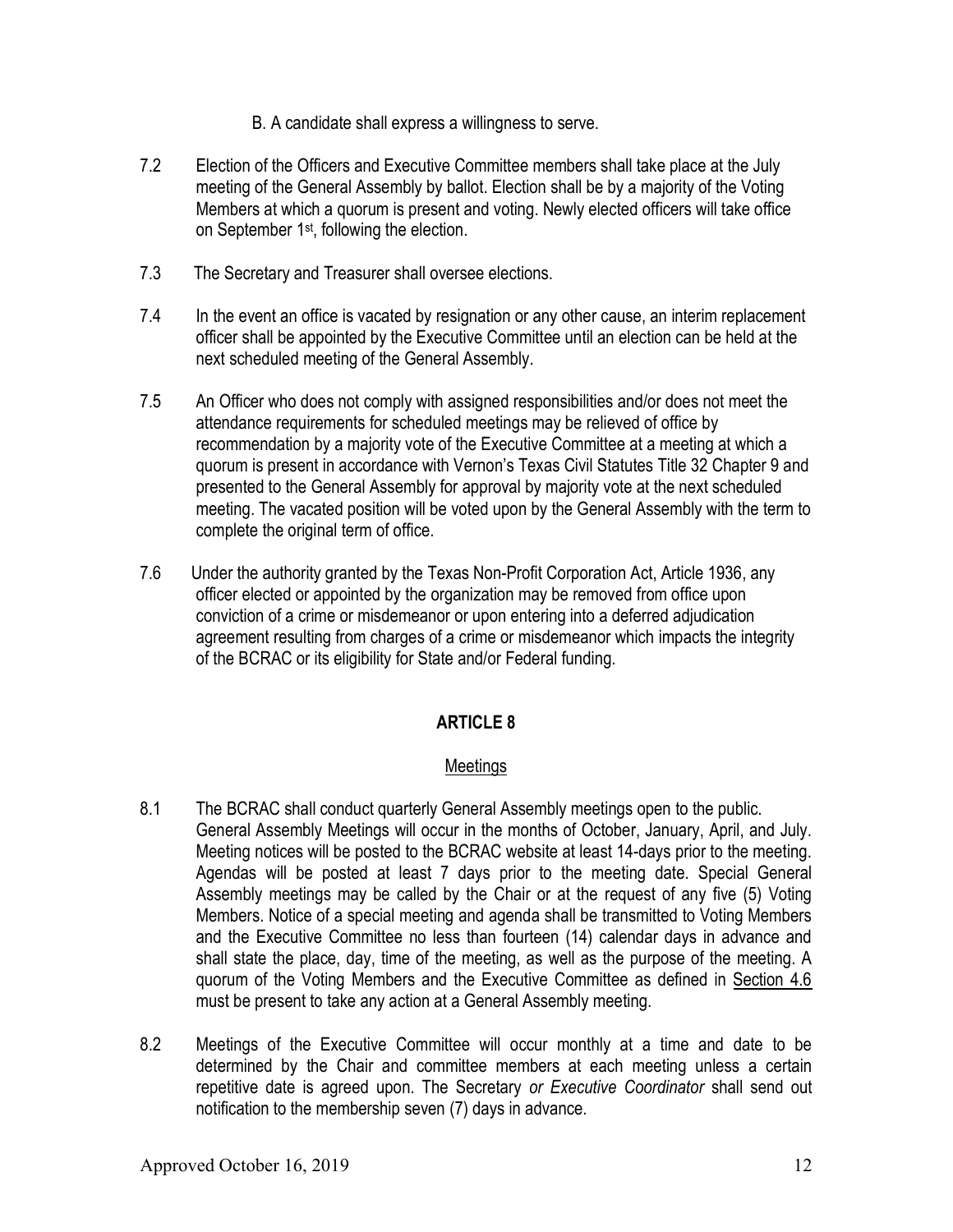B. A candidate shall express a willingness to serve.

7.2 Election of the Officers and Executive Committee members shall take place at the July meeting of the General Assembly by ballot. Election shall be by a majority of the Voting Members at which a quorum is present and voting. Newly elected officers will take office on September 1st, following the election.

7.3 The Secretary and Treasurer shall oversee elections.

7.4 In the event an office is vacated by resignation or any other cause, an interim replacement officer shall be appointed by the Executive Committee until an election can be held at the next scheduled meeting of the General Assembly.

7.5 An Officer who does not comply with assigned responsibilities and/or does not meet the attendance requirements for scheduled meetings may be relieved of office by recommendation by a majority vote of the Executive Committee at a meeting at which a quorum is present in accordance with Vernon's Texas Civil Statutes Title 32 Chapter 9 and presented to the General Assembly for approval by majority vote at the next scheduled meeting. The vacated position will be voted upon by the General Assembly with the term to complete the original term of office.

7.6 Under the authority granted by the Texas Non-Profit Corporation Act, Article 1936, any officer elected or appointed by the organization may be removed from office upon conviction of a crime or misdemeanor or upon entering into a deferred adjudication agreement resulting from charges of a crime or misdemeanor which impacts the integrity of the BCRAC or its eligibility for State and/or Federal funding.

## ARTICLE 8

### Meetings

8.1 The BCRAC shall conduct quarterly General Assembly meetings open to the public. General Assembly Meetings will occur in the months of October, January, April, and July. Meeting notices will be posted to the BCRAC website at least 14-days prior to the meeting. Agendas will be posted at least 7 days prior to the meeting date. Special General Assembly meetings may be called by the Chair or at the request of any five (5) Voting Members. Notice of a special meeting and agenda shall be transmitted to Voting Members and the Executive Committee no less than fourteen (14) calendar days in advance and shall state the place, day, time of the meeting, as well as the purpose of the meeting. A quorum of the Voting Members and the Executive Committee as defined in Section 4.6 must be present to take any action at a General Assembly meeting.

8.2 Meetings of the Executive Committee will occur monthly at a time and date to be determined by the Chair and committee members at each meeting unless a certain repetitive date is agreed upon. The Secretary *or Executive Coordinator* shall send out notification to the membership seven (7) days in advance.

Approved October 16, 2019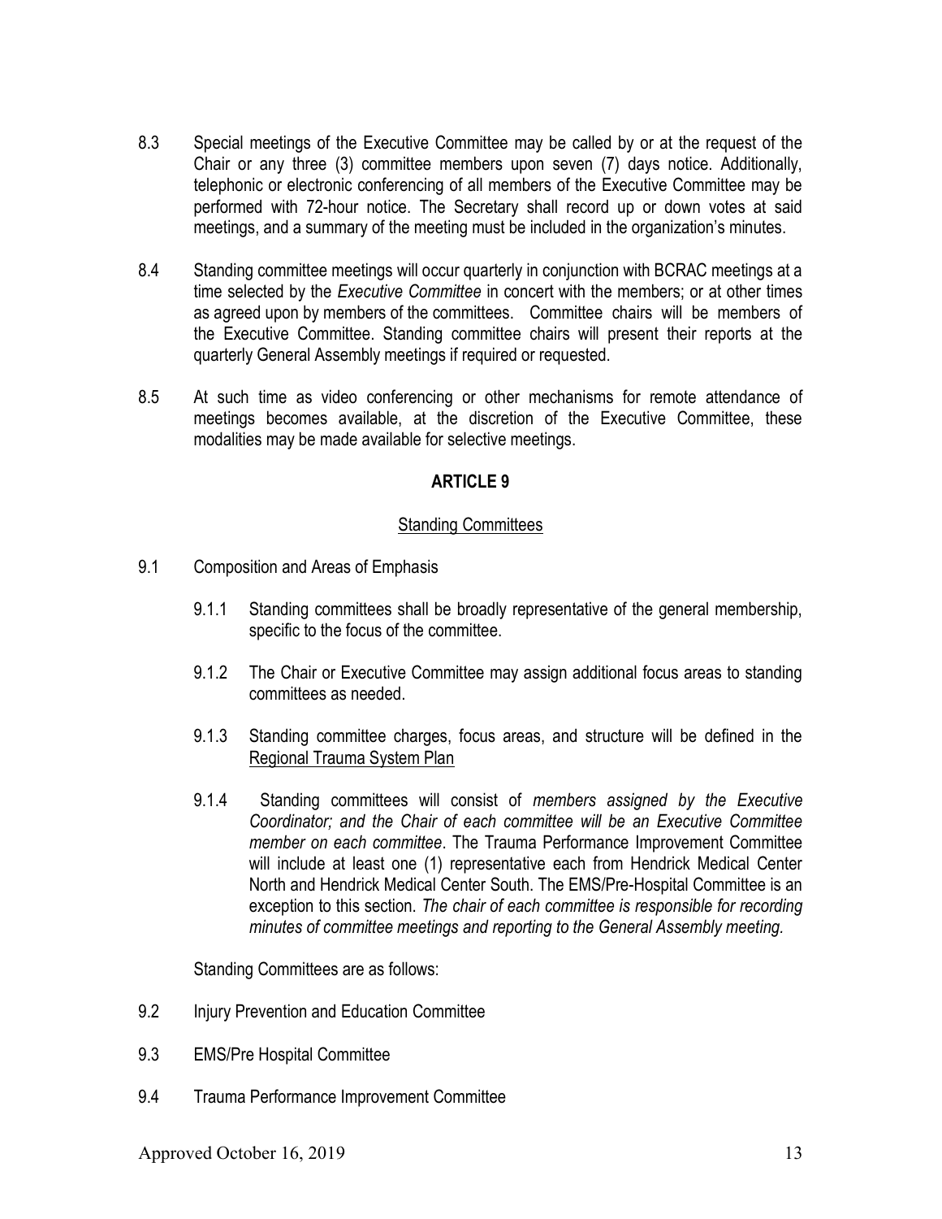8.3 Special meetings of the Executive Committee may be called by or at the request of the Chair or any three (3) committee members upon seven (7) days notice. Additionally, telephonic or electronic conferencing of all members of the Executive Committee may be performed with 72-hour notice. The Secretary shall record up or down votes at said meetings, and a summary of the meeting must be included in the organization's minutes.

8.4 Standing committee meetings will occur quarterly in conjunction with BCRAC meetings at a time selected by the *Executive Committee* in concert with the members; or at other times as agreed upon by members of the committees. Committee chairs will be members of the Executive Committee. Standing committee chairs will present their reports at the quarterly General Assembly meetings if required or requested.

8.5 At such time as video conferencing or other mechanisms for remote attendance of meetings becomes available, at the discretion of the Executive Committee, these modalities may be made available for selective meetings.

## ARTICLE 9

### Standing Committees

9.1 Composition and Areas of Emphasis

9.1.1 Standing committees shall be broadly representative of the general membership, specific to the focus of the committee.

9.1.2 The Chair or Executive Committee may assign additional focus areas to standing committees as needed.

9.1.3 Standing committee charges, focus areas, and structure will be defined in the Regional Trauma System Plan

9.1.4 Standing committees will consist of *members assigned by the Executive Coordinator; and the Chair of each committee will be an Executive Committee member on each committee*. The Trauma Performance Improvement Committee will include at least one (1) representative each from Hendrick Medical Center North and Hendrick Medical Center South. The EMS/Pre-Hospital Committee is an exception to this section. *The chair of each committee is responsible for recording minutes of committee meetings and reporting to the General Assembly meeting.*

Standing Committees are as follows:

9.2 Injury Prevention and Education Committee

9.3 EMS/Pre Hospital Committee

9.4 Trauma Performance Improvement Committee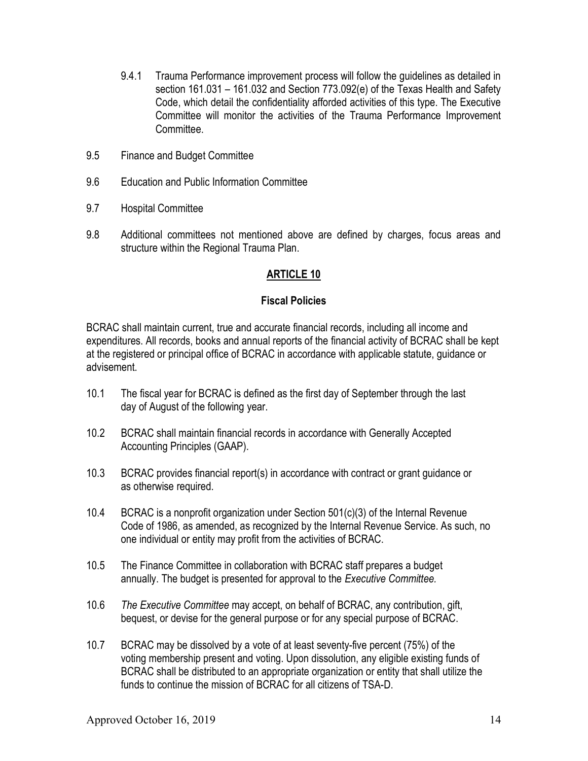9.4.1 Trauma Performance improvement process will follow the guidelines as detailed in section 161.031 – 161.032 and Section 773.092(e) of the Texas Health and Safety Code, which detail the confidentiality afforded activities of this type. The Executive Committee will monitor the activities of the Trauma Performance Improvement Committee.

9.5 Finance and Budget Committee

9.6 Education and Public Information Committee

9.7 Hospital Committee

9.8 Additional committees not mentioned above are defined by charges, focus areas and structure within the Regional Trauma Plan.

## ARTICLE 10

### Fiscal Policies

BCRAC shall maintain current, true and accurate financial records, including all income and expenditures. All records, books and annual reports of the financial activity of BCRAC shall be kept at the registered or principal office of BCRAC in accordance with applicable statute, guidance or advisement.

10.1 The fiscal year for BCRAC is defined as the first day of September through the last day of August of the following year.

10.2 BCRAC shall maintain financial records in accordance with Generally Accepted Accounting Principles (GAAP).

10.3 BCRAC provides financial report(s) in accordance with contract or grant guidance or as otherwise required.

10.4 BCRAC is a nonprofit organization under Section 501(c)(3) of the Internal Revenue Code of 1986, as amended, as recognized by the Internal Revenue Service. As such, no one individual or entity may profit from the activities of BCRAC.

10.5 The Finance Committee in collaboration with BCRAC staff prepares a budget annually. The budget is presented for approval to the *Executive Committee.*

10.6 *The Executive Committee* may accept, on behalf of BCRAC, any contribution, gift, bequest, or devise for the general purpose or for any special purpose of BCRAC.

10.7 BCRAC may be dissolved by a vote of at least seventy-five percent (75%) of the voting membership present and voting. Upon dissolution, any eligible existing funds of BCRAC shall be distributed to an appropriate organization or entity that shall utilize the funds to continue the mission of BCRAC for all citizens of TSA-D.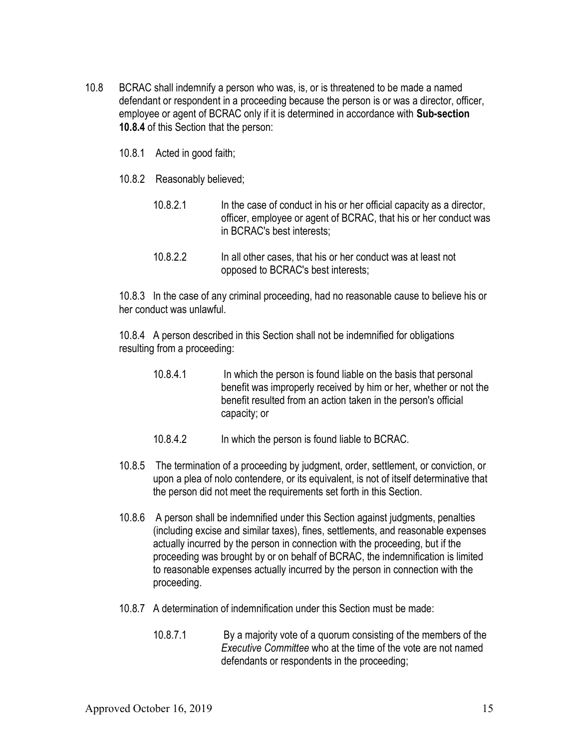10.8 BCRAC shall indemnify a person who was, is, or is threatened to be made a named defendant or respondent in a proceeding because the person is or was a director, officer, employee or agent of BCRAC only if it is determined in accordance with **Sub-section 10.8.4** of this Section that the person:

10.8.1 Acted in good faith;

10.8.2 Reasonably believed;

10.8.2.1 In the case of conduct in his or her official capacity as a director, officer, employee or agent of BCRAC, that his or her conduct was in BCRAC's best interests;

10.8.2.2 In all other cases, that his or her conduct was at least not opposed to BCRAC's best interests;

10.8.3 In the case of any criminal proceeding, had no reasonable cause to believe his or her conduct was unlawful.

10.8.4 A person described in this Section shall not be indemnified for obligations resulting from a proceeding:

10.8.4.1 In which the person is found liable on the basis that personal benefit was improperly received by him or her, whether or not the benefit resulted from an action taken in the person's official capacity; or

10.8.4.2 In which the person is found liable to BCRAC.

10.8.5 The termination of a proceeding by judgment, order, settlement, or conviction, or upon a plea of nolo contendere, or its equivalent, is not of itself determinative that the person did not meet the requirements set forth in this Section.

10.8.6 A person shall be indemnified under this Section against judgments, penalties (including excise and similar taxes), fines, settlements, and reasonable expenses actually incurred by the person in connection with the proceeding, but if the proceeding was brought by or on behalf of BCRAC, the indemnification is limited to reasonable expenses actually incurred by the person in connection with the proceeding.

10.8.7 A determination of indemnification under this Section must be made:

10.8.7.1 By a majority vote of a quorum consisting of the members of the *Executive Committee* who at the time of the vote are not named defendants or respondents in the proceeding;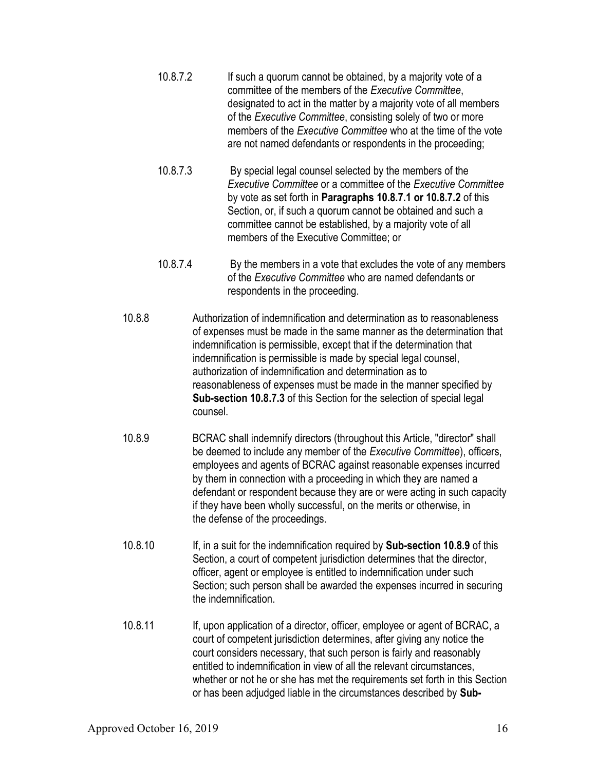10.8.7.2 If such a quorum cannot be obtained, by a majority vote of a committee of the members of the *Executive Committee*, designated to act in the matter by a majority vote of all members of the *Executive Committee*, consisting solely of two or more members of the *Executive Committee* who at the time of the vote are not named defendants or respondents in the proceeding;

10.8.7.3 By special legal counsel selected by the members of the *Executive Committee* or a committee of the *Executive Committee* by vote as set forth in **Paragraphs 10.8.7.1 or 10.8.7.2** of this Section, or, if such a quorum cannot be obtained and such a committee cannot be established, by a majority vote of all members of the Executive Committee; or

10.8.7.4 By the members in a vote that excludes the vote of any members of the *Executive Committee* who are named defendants or respondents in the proceeding.

10.8.8 Authorization of indemnification and determination as to reasonableness of expenses must be made in the same manner as the determination that indemnification is permissible, except that if the determination that indemnification is permissible is made by special legal counsel, authorization of indemnification and determination as to reasonableness of expenses must be made in the manner specified by **Sub-section 10.8.7.3** of this Section for the selection of special legal counsel.

10.8.9 BCRAC shall indemnify directors (throughout this Article, "director" shall be deemed to include any member of the *Executive Committee*), officers, employees and agents of BCRAC against reasonable expenses incurred by them in connection with a proceeding in which they are named a defendant or respondent because they are or were acting in such capacity if they have been wholly successful, on the merits or otherwise, in the defense of the proceedings.

10.8.10 If, in a suit for the indemnification required by **Sub-section 10.8.9** of this Section, a court of competent jurisdiction determines that the director, officer, agent or employee is entitled to indemnification under such Section; such person shall be awarded the expenses incurred in securing the indemnification.

10.8.11 If, upon application of a director, officer, employee or agent of BCRAC, a court of competent jurisdiction determines, after giving any notice the court considers necessary, that such person is fairly and reasonably entitled to indemnification in view of all the relevant circumstances, whether or not he or she has met the requirements set forth in this Section or has been adjudged liable in the circumstances described by **Sub-**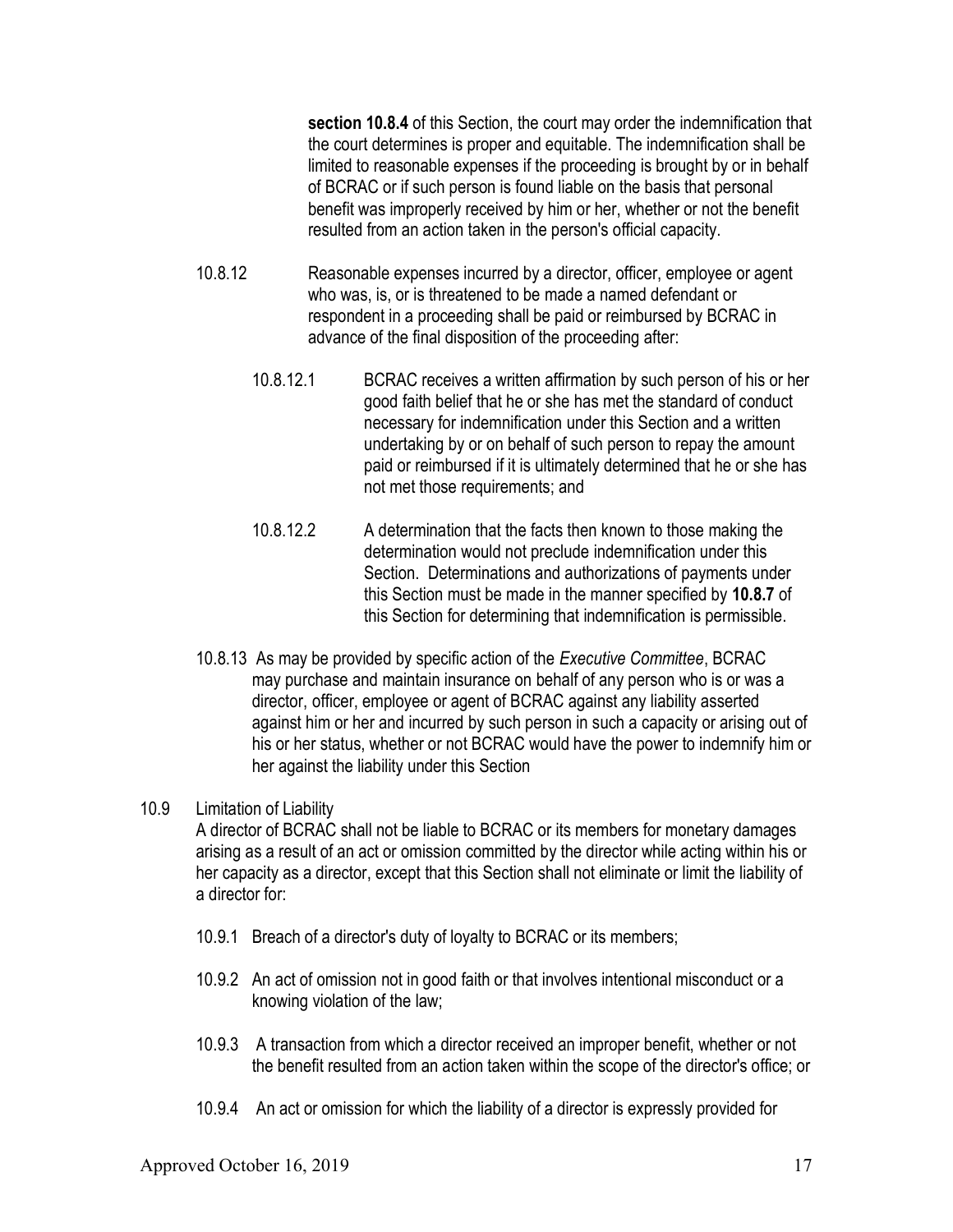**section 10.8.4** of this Section, the court may order the indemnification that the court determines is proper and equitable. The indemnification shall be limited to reasonable expenses if the proceeding is brought by or in behalf of BCRAC or if such person is found liable on the basis that personal benefit was improperly received by him or her, whether or not the benefit resulted from an action taken in the person's official capacity.

10.8.12 Reasonable expenses incurred by a director, officer, employee or agent who was, is, or is threatened to be made a named defendant or respondent in a proceeding shall be paid or reimbursed by BCRAC in advance of the final disposition of the proceeding after:

10.8.12.1 BCRAC receives a written affirmation by such person of his or her good faith belief that he or she has met the standard of conduct necessary for indemnification under this Section and a written undertaking by or on behalf of such person to repay the amount paid or reimbursed if it is ultimately determined that he or she has not met those requirements; and

10.8.12.2 A determination that the facts then known to those making the determination would not preclude indemnification under this Section. Determinations and authorizations of payments under this Section must be made in the manner specified by **10.8.7** of this Section for determining that indemnification is permissible.

10.8.13 As may be provided by specific action of the *Executive Committee*, BCRAC may purchase and maintain insurance on behalf of any person who is or was a director, officer, employee or agent of BCRAC against any liability asserted against him or her and incurred by such person in such a capacity or arising out of his or her status, whether or not BCRAC would have the power to indemnify him or her against the liability under this Section

10.9 Limitation of Liability

A director of BCRAC shall not be liable to BCRAC or its members for monetary damages arising as a result of an act or omission committed by the director while acting within his or her capacity as a director, except that this Section shall not eliminate or limit the liability of a director for:

10.9.1 Breach of a director's duty of loyalty to BCRAC or its members;

10.9.2 An act of omission not in good faith or that involves intentional misconduct or a knowing violation of the law;

10.9.3 A transaction from which a director received an improper benefit, whether or not the benefit resulted from an action taken within the scope of the director's office; or

10.9.4 An act or omission for which the liability of a director is expressly provided for

Approved October 16, 2019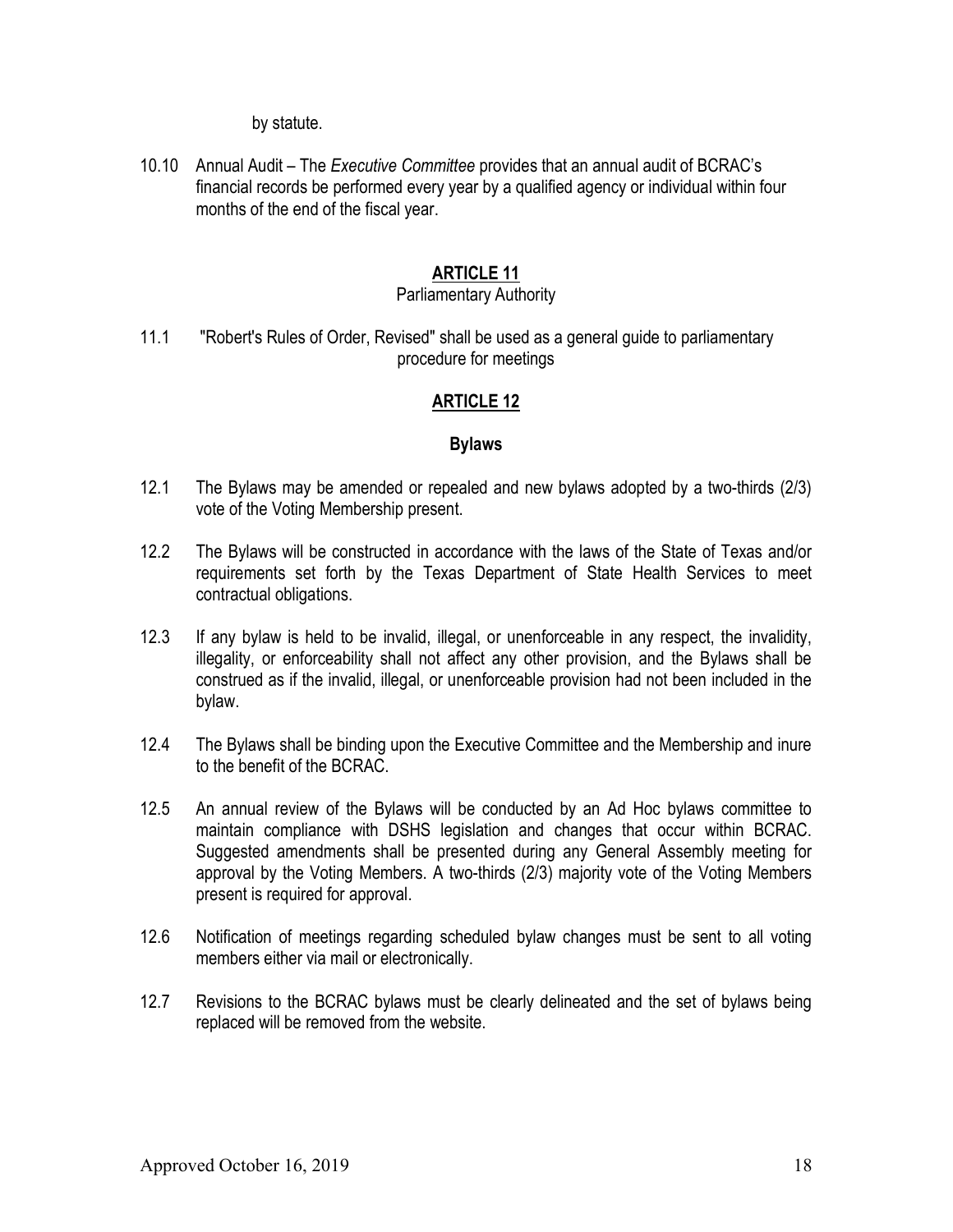by statute.

10.10 Annual Audit – The *Executive Committee* provides that an annual audit of BCRAC's financial records be performed every year by a qualified agency or individual within four months of the end of the fiscal year.

## ARTICLE 11

Parliamentary Authority

11.1 "Robert's Rules of Order, Revised" shall be used as a general guide to parliamentary procedure for meetings

## ARTICLE 12

### Bylaws

12.1 The Bylaws may be amended or repealed and new bylaws adopted by a two-thirds (2/3) vote of the Voting Membership present.

12.2 The Bylaws will be constructed in accordance with the laws of the State of Texas and/or requirements set forth by the Texas Department of State Health Services to meet contractual obligations.

12.3 If any bylaw is held to be invalid, illegal, or unenforceable in any respect, the invalidity, illegality, or enforceability shall not affect any other provision, and the Bylaws shall be construed as if the invalid, illegal, or unenforceable provision had not been included in the bylaw.

12.4 The Bylaws shall be binding upon the Executive Committee and the Membership and inure to the benefit of the BCRAC.

12.5 An annual review of the Bylaws will be conducted by an Ad Hoc bylaws committee to maintain compliance with DSHS legislation and changes that occur within BCRAC. Suggested amendments shall be presented during any General Assembly meeting for approval by the Voting Members. A two-thirds (2/3) majority vote of the Voting Members present is required for approval.

12.6 Notification of meetings regarding scheduled bylaw changes must be sent to all voting members either via mail or electronically.

12.7 Revisions to the BCRAC bylaws must be clearly delineated and the set of bylaws being replaced will be removed from the website.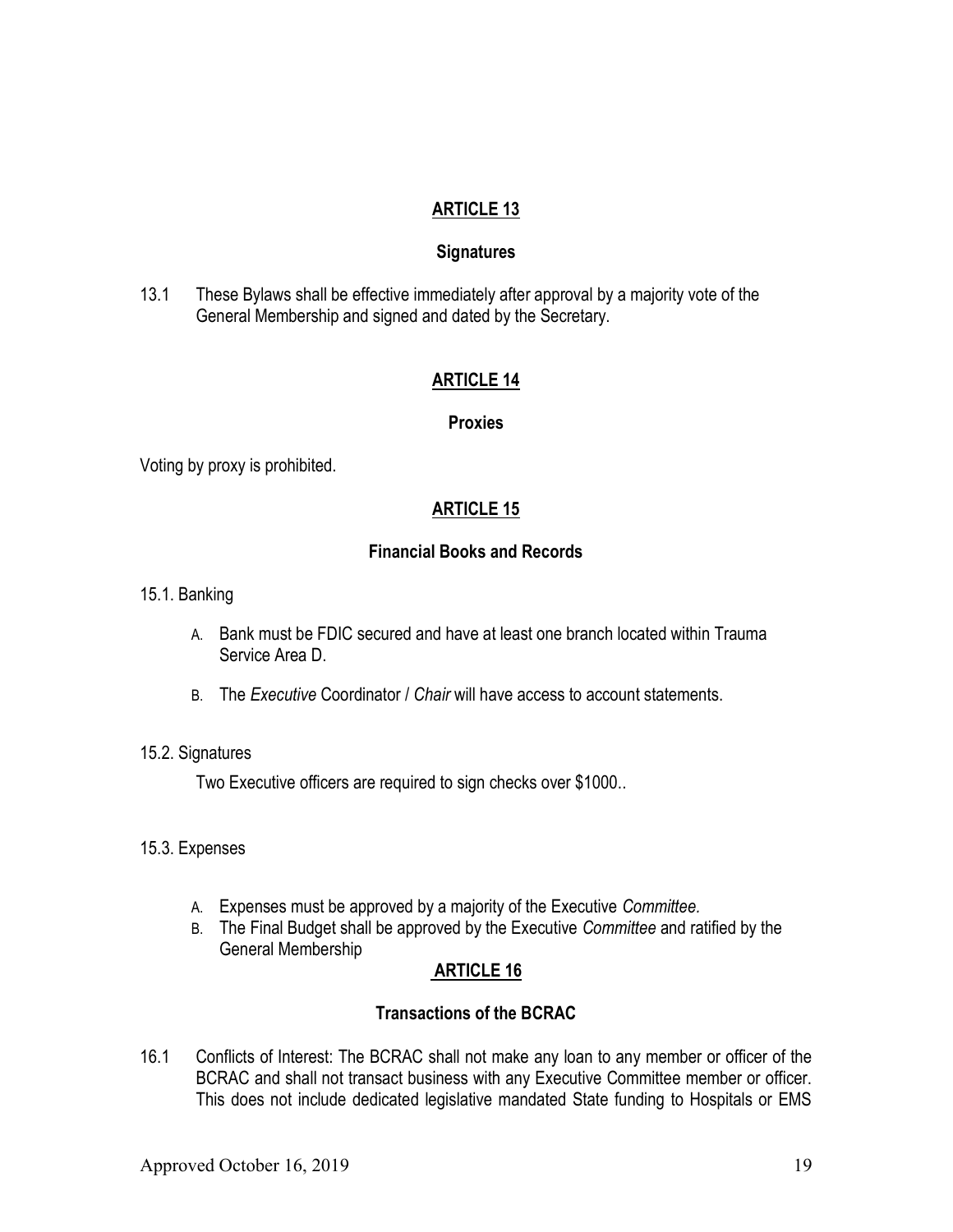## ARTICLE 13

### Signatures

13.1 These Bylaws shall be effective immediately after approval by a majority vote of the General Membership and signed and dated by the Secretary.

## ARTICLE 14

### Proxies

Voting by proxy is prohibited.

## ARTICLE 15

### Financial Books and Records

15.1. Banking

A. Bank must be FDIC secured and have at least one branch located within Trauma Service Area D.

B. The *Executive* Coordinator / *Chair* will have access to account statements.

15.2. Signatures

Two Executive officers are required to sign checks over $1000..

15.3. Expenses

A. Expenses must be approved by a majority of the Executive *Committee*.
B. The Final Budget shall be approved by the Executive *Committee* and ratified by the General Membership

## ARTICLE 16

### Transactions of the BCRAC

16.1 Conflicts of Interest: The BCRAC shall not make any loan to any member or officer of the BCRAC and shall not transact business with any Executive Committee member or officer. This does not include dedicated legislative mandated State funding to Hospitals or EMS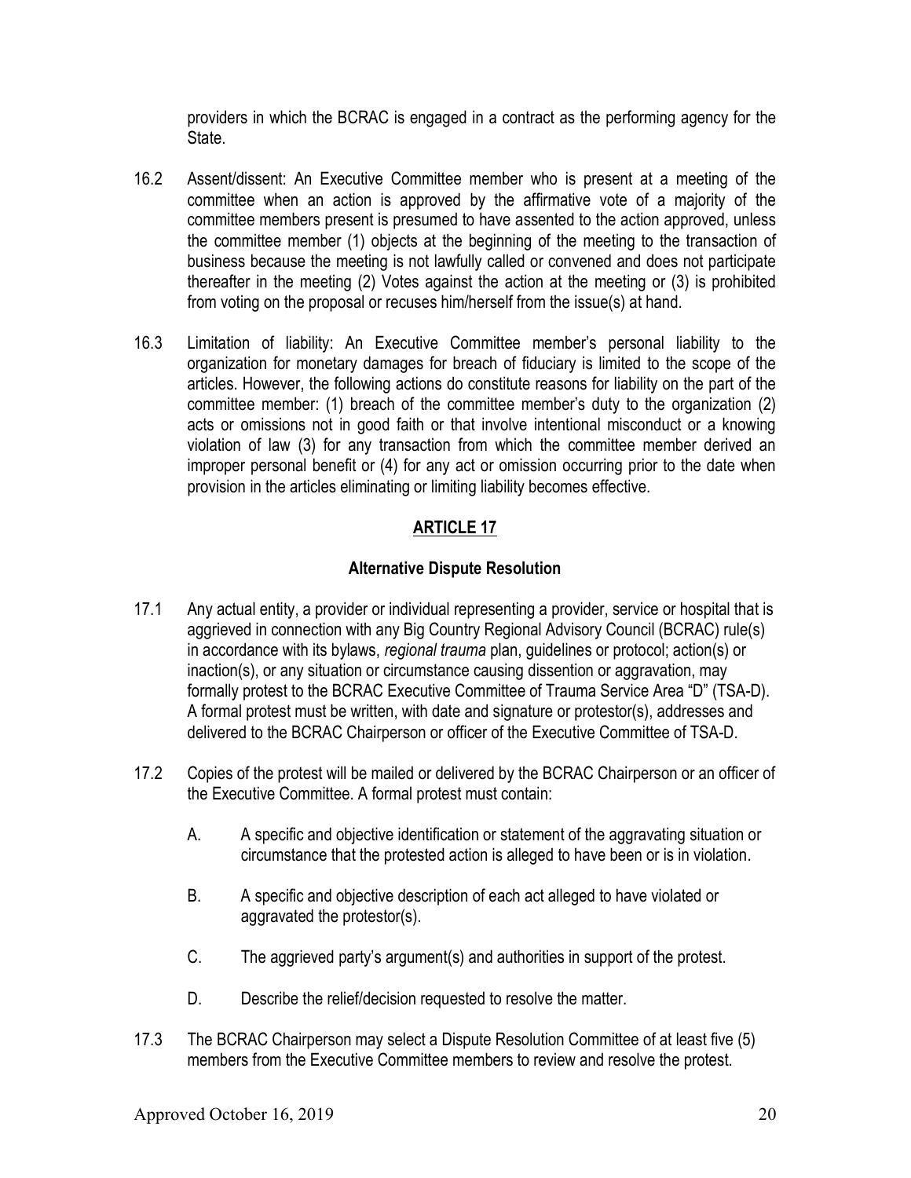providers in which the BCRAC is engaged in a contract as the performing agency for the State.

16.2 Assent/dissent: An Executive Committee member who is present at a meeting of the committee when an action is approved by the affirmative vote of a majority of the committee members present is presumed to have assented to the action approved, unless the committee member (1) objects at the beginning of the meeting to the transaction of business because the meeting is not lawfully called or convened and does not participate thereafter in the meeting (2) Votes against the action at the meeting or (3) is prohibited from voting on the proposal or recuses him/herself from the issue(s) at hand.

16.3 Limitation of liability: An Executive Committee member's personal liability to the organization for monetary damages for breach of fiduciary is limited to the scope of the articles. However, the following actions do constitute reasons for liability on the part of the committee member: (1) breach of the committee member's duty to the organization (2) acts or omissions not in good faith or that involve intentional misconduct or a knowing violation of law (3) for any transaction from which the committee member derived an improper personal benefit or (4) for any act or omission occurring prior to the date when provision in the articles eliminating or limiting liability becomes effective.

## ARTICLE 17

### Alternative Dispute Resolution

17.1 Any actual entity, a provider or individual representing a provider, service or hospital that is aggrieved in connection with any Big Country Regional Advisory Council (BCRAC) rule(s) in accordance with its bylaws, *regional trauma* plan, guidelines or protocol; action(s) or inaction(s), or any situation or circumstance causing dissention or aggravation, may formally protest to the BCRAC Executive Committee of Trauma Service Area "D" (TSA-D). A formal protest must be written, with date and signature or protestor(s), addresses and delivered to the BCRAC Chairperson or officer of the Executive Committee of TSA-D.

17.2 Copies of the protest will be mailed or delivered by the BCRAC Chairperson or an officer of the Executive Committee. A formal protest must contain:

A. A specific and objective identification or statement of the aggravating situation or circumstance that the protested action is alleged to have been or is in violation.

B. A specific and objective description of each act alleged to have violated or aggravated the protestor(s).

C. The aggrieved party's argument(s) and authorities in support of the protest.

D. Describe the relief/decision requested to resolve the matter.

17.3 The BCRAC Chairperson may select a Dispute Resolution Committee of at least five (5) members from the Executive Committee members to review and resolve the protest.

Approved October 16, 2019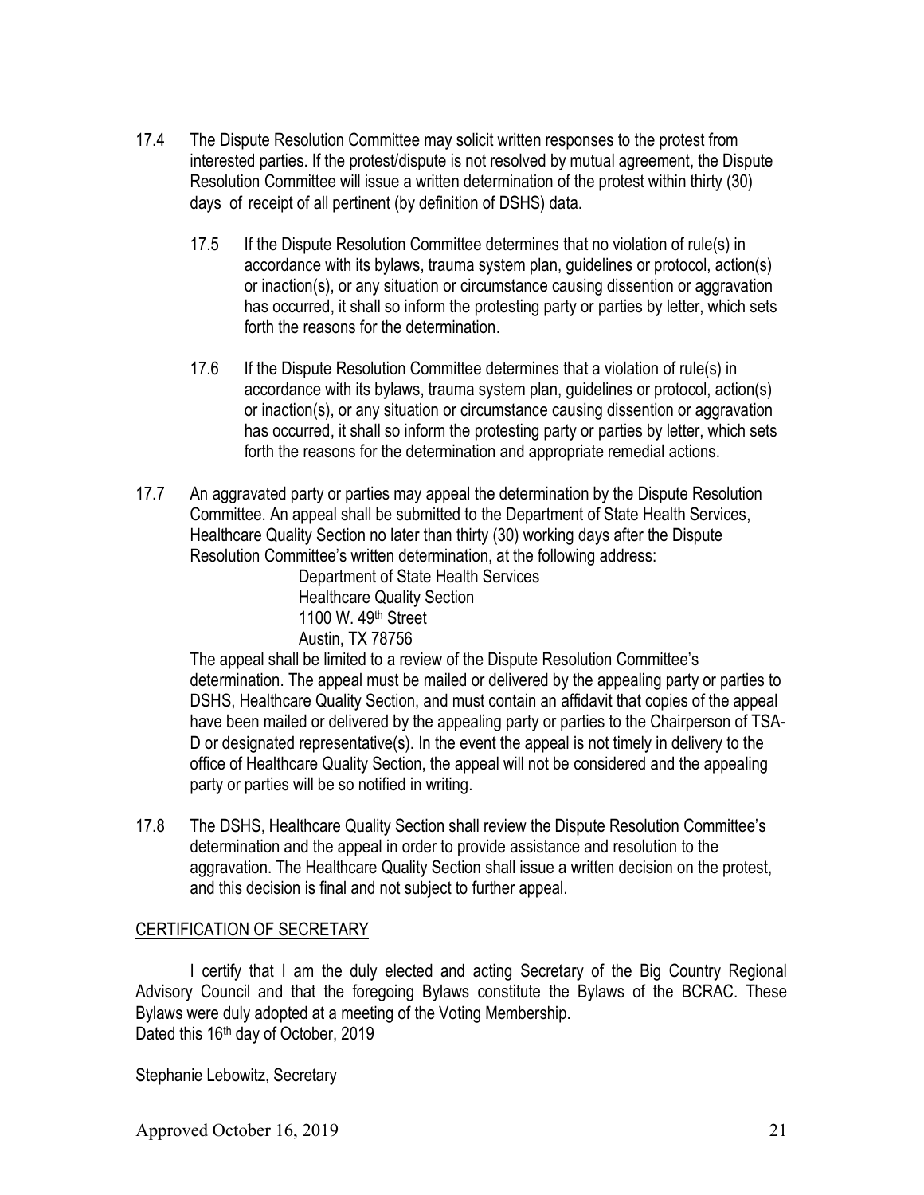17.4 The Dispute Resolution Committee may solicit written responses to the protest from interested parties. If the protest/dispute is not resolved by mutual agreement, the Dispute Resolution Committee will issue a written determination of the protest within thirty (30) days of receipt of all pertinent (by definition of DSHS) data.

17.5 If the Dispute Resolution Committee determines that no violation of rule(s) in accordance with its bylaws, trauma system plan, guidelines or protocol, action(s) or inaction(s), or any situation or circumstance causing dissention or aggravation has occurred, it shall so inform the protesting party or parties by letter, which sets forth the reasons for the determination.

17.6 If the Dispute Resolution Committee determines that a violation of rule(s) in accordance with its bylaws, trauma system plan, guidelines or protocol, action(s) or inaction(s), or any situation or circumstance causing dissention or aggravation has occurred, it shall so inform the protesting party or parties by letter, which sets forth the reasons for the determination and appropriate remedial actions.

17.7 An aggravated party or parties may appeal the determination by the Dispute Resolution Committee. An appeal shall be submitted to the Department of State Health Services, Healthcare Quality Section no later than thirty (30) working days after the Dispute Resolution Committee's written determination, at the following address:

Department of State Health Services
Healthcare Quality Section
1100 W. 49th Street
Austin, TX 78756

The appeal shall be limited to a review of the Dispute Resolution Committee's determination. The appeal must be mailed or delivered by the appealing party or parties to DSHS, Healthcare Quality Section, and must contain an affidavit that copies of the appeal have been mailed or delivered by the appealing party or parties to the Chairperson of TSA-D or designated representative(s). In the event the appeal is not timely in delivery to the office of Healthcare Quality Section, the appeal will not be considered and the appealing party or parties will be so notified in writing.

17.8 The DSHS, Healthcare Quality Section shall review the Dispute Resolution Committee's determination and the appeal in order to provide assistance and resolution to the aggravation. The Healthcare Quality Section shall issue a written decision on the protest, and this decision is final and not subject to further appeal.

## CERTIFICATION OF SECRETARY

I certify that I am the duly elected and acting Secretary of the Big Country Regional Advisory Council and that the foregoing Bylaws constitute the Bylaws of the BCRAC. These Bylaws were duly adopted at a meeting of the Voting Membership.
Dated this 16th day of October, 2019

Stephanie Lebowitz, Secretary